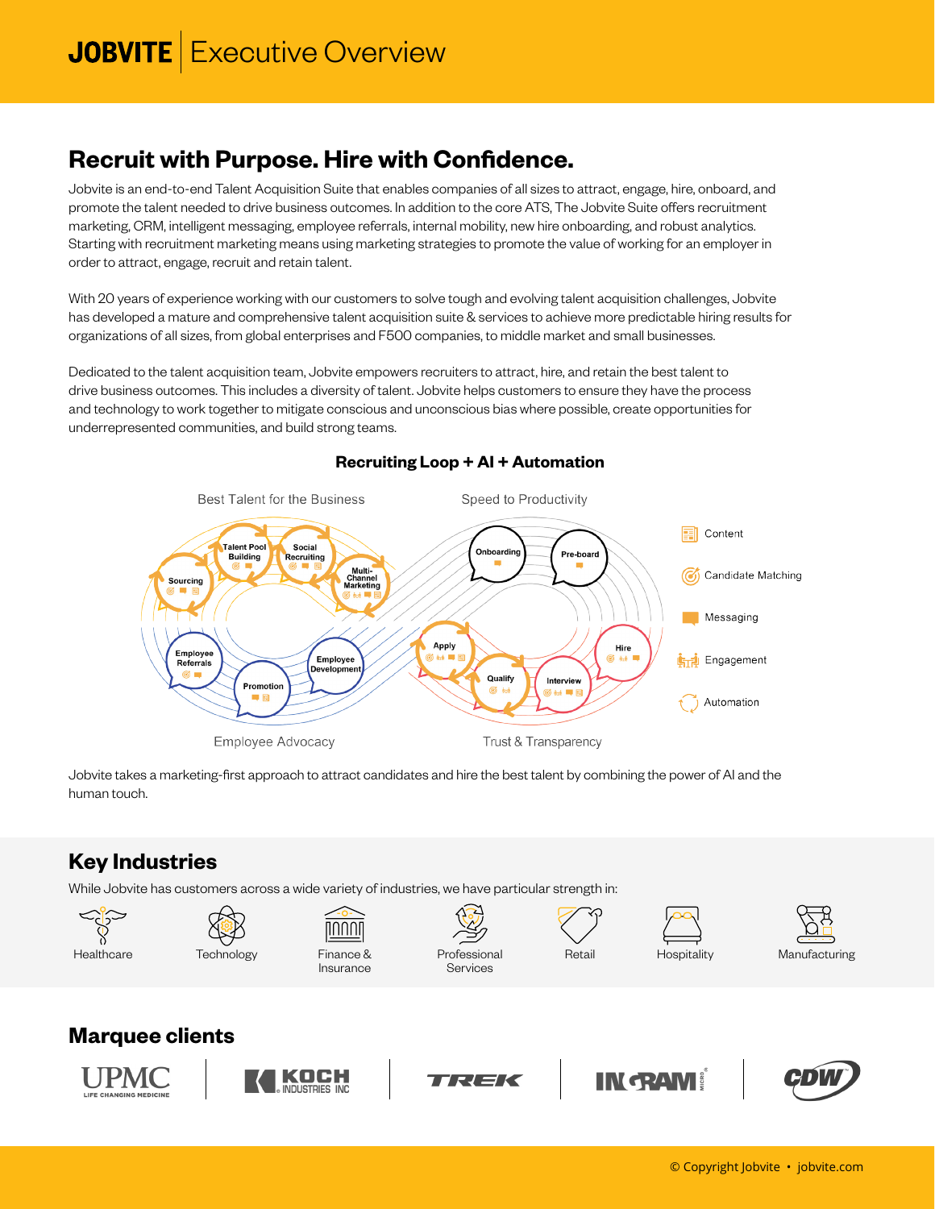# JOBVITE | Executive Overview

## Recruit with Purpose. Hire with Confidence.

Jobvite is an end-to-end Talent Acquisition Suite that enables companies of all sizes to attract, engage, hire, onboard, and promote the talent needed to drive business outcomes. In addition to the core ATS, The Jobvite Suite offers recruitment marketing, CRM, intelligent messaging, employee referrals, internal mobility, new hire onboarding, and robust analytics. Starting with recruitment marketing means using marketing strategies to promote the value of working for an employer in order to attract, engage, recruit and retain talent.

With 20 years of experience working with our customers to solve tough and evolving talent acquisition challenges, Jobvite has developed a mature and comprehensive talent acquisition suite & services to achieve more predictable hiring results for organizations of all sizes, from global enterprises and F500 companies, to middle market and small businesses.

Dedicated to the talent acquisition team, Jobvite empowers recruiters to attract, hire, and retain the best talent to drive business outcomes. This includes a diversity of talent. Jobvite helps customers to ensure they have the process and technology to work together to mitigate conscious and unconscious bias where possible, create opportunities for underrepresented communities, and build strong teams.

### Recruiting Loop + AI + Automation

Best Talent for the Business — Speed to Productivity — Employee Advocacy — Trust & Transparency

Sourcing, Talent Pool Building, Social Recruiting, Multi-Channel Marketing, Employee Referrals, Promotion, Employee Development, Onboarding, Pre-board, Apply, Qualify, Interview, Hire

Legend: Content, Candidate Matching, Messaging, Engagement, Automation

Jobvite takes a marketing-first approach to attract candidates and hire the best talent by combining the power of AI and the human touch.

## Key Industries

While Jobvite has customers across a wide variety of industries, we have particular strength in:

- Healthcare
- Technology
- Finance & Insurance
- Professional Services
- Retail
- Hospitality
- Manufacturing

## Marquee clients

UPMC Life Changing Medicine | Koch Industries Inc | Trek | Ingram Micro | CDW

© Copyright Jobvite • jobvite.com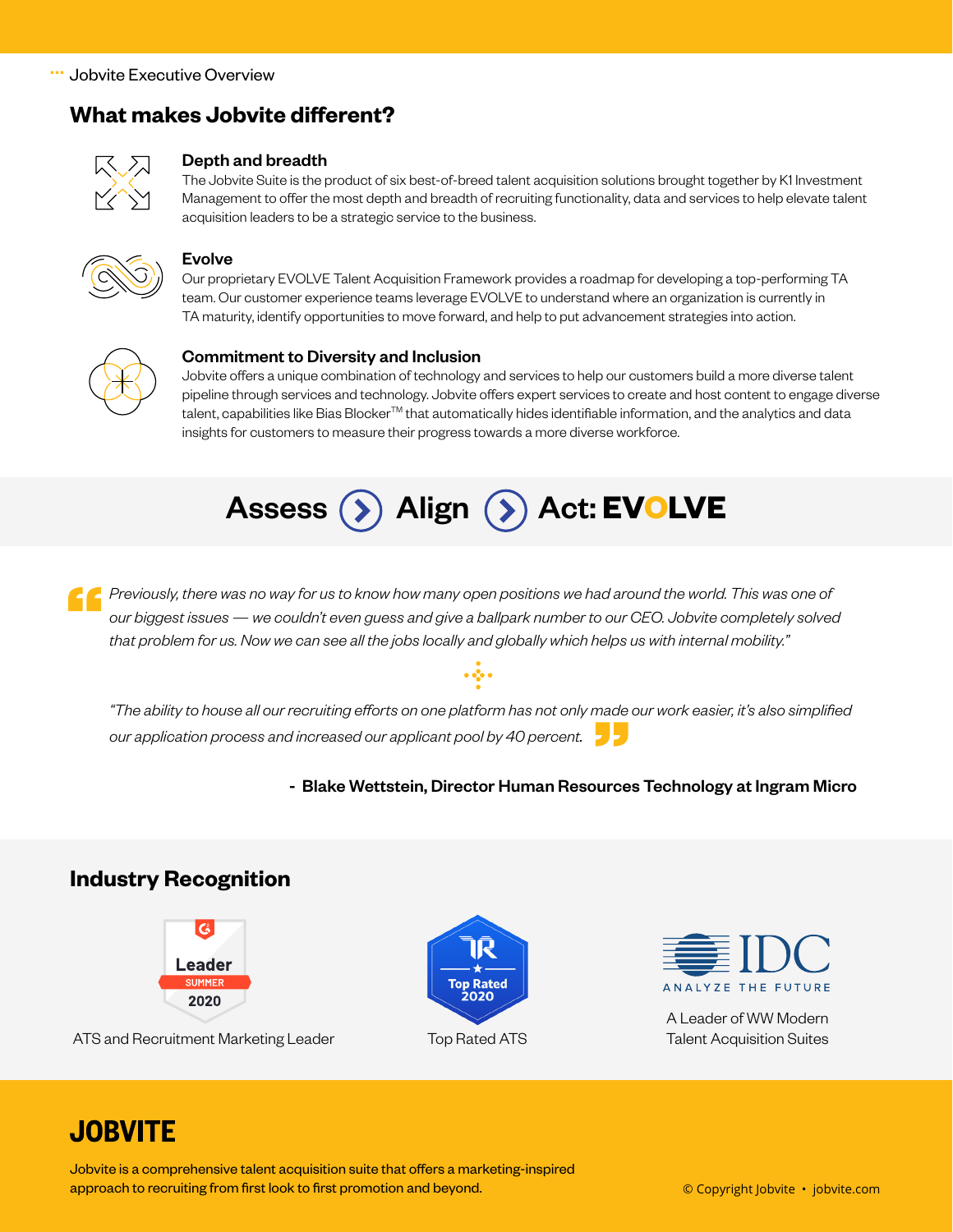Jobvite Executive Overview

## What makes Jobvite different?

### Depth and breadth

The Jobvite Suite is the product of six best-of-breed talent acquisition solutions brought together by K1 Investment Management to offer the most depth and breadth of recruiting functionality, data and services to help elevate talent acquisition leaders to be a strategic service to the business.

### Evolve

Our proprietary EVOLVE Talent Acquisition Framework provides a roadmap for developing a top-performing TA team. Our customer experience teams leverage EVOLVE to understand where an organization is currently in TA maturity, identify opportunities to move forward, and help to put advancement strategies into action.

### Commitment to Diversity and Inclusion

Jobvite offers a unique combination of technology and services to help our customers build a more diverse talent pipeline through services and technology. Jobvite offers expert services to create and host content to engage diverse talent, capabilities like Bias Blocker™ that automatically hides identifiable information, and the analytics and data insights for customers to measure their progress towards a more diverse workforce.

## Assess › Align › Act: EVOLVE

*“Previously, there was no way for us to know how many open positions we had around the world. This was one of our biggest issues — we couldn't even guess and give a ballpark number to our CEO. Jobvite completely solved that problem for us. Now we can see all the jobs locally and globally which helps us with internal mobility.”*

*“The ability to house all our recruiting efforts on one platform has not only made our work easier, it's also simplified our application process and increased our applicant pool by 40 percent.”*

**- Blake Wettstein, Director Human Resources Technology at Ingram Micro**

## Industry Recognition

G2 Leader SUMMER 2020
ATS and Recruitment Marketing Leader

TR Top Rated 2020
Top Rated ATS

IDC ANALYZE THE FUTURE
A Leader of WW Modern Talent Acquisition Suites

## JOBVITE

Jobvite is a comprehensive talent acquisition suite that offers a marketing-inspired approach to recruiting from first look to first promotion and beyond.

© Copyright Jobvite • jobvite.com